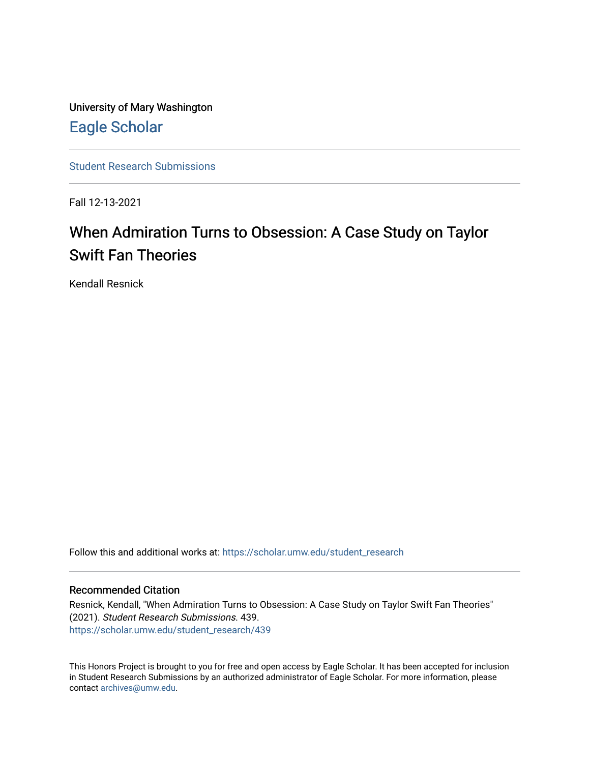University of Mary Washington

Eagle Scholar

Student Research Submissions

Fall 12-13-2021

# When Admiration Turns to Obsession: A Case Study on Taylor Swift Fan Theories

Kendall Resnick

Follow this and additional works at: https://scholar.umw.edu/student_research

## Recommended Citation

Resnick, Kendall, "When Admiration Turns to Obsession: A Case Study on Taylor Swift Fan Theories" (2021). *Student Research Submissions*. 439.
https://scholar.umw.edu/student_research/439

This Honors Project is brought to you for free and open access by Eagle Scholar. It has been accepted for inclusion in Student Research Submissions by an authorized administrator of Eagle Scholar. For more information, please contact archives@umw.edu.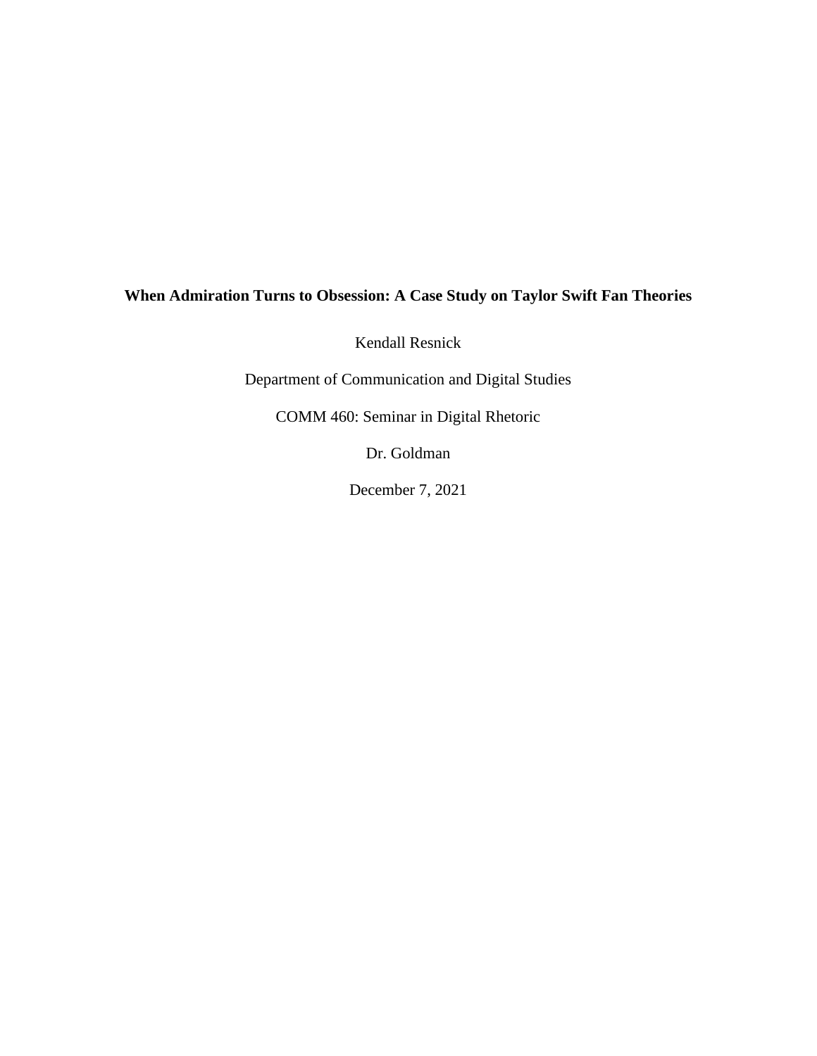**When Admiration Turns to Obsession: A Case Study on Taylor Swift Fan Theories**

Kendall Resnick

Department of Communication and Digital Studies

COMM 460: Seminar in Digital Rhetoric

Dr. Goldman

December 7, 2021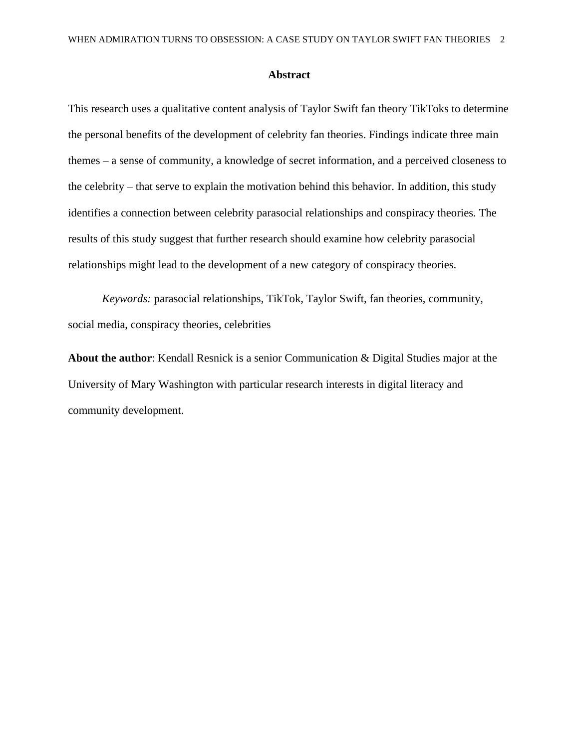## Abstract

This research uses a qualitative content analysis of Taylor Swift fan theory TikToks to determine the personal benefits of the development of celebrity fan theories. Findings indicate three main themes – a sense of community, a knowledge of secret information, and a perceived closeness to the celebrity – that serve to explain the motivation behind this behavior. In addition, this study identifies a connection between celebrity parasocial relationships and conspiracy theories. The results of this study suggest that further research should examine how celebrity parasocial relationships might lead to the development of a new category of conspiracy theories.

*Keywords:* parasocial relationships, TikTok, Taylor Swift, fan theories, community, social media, conspiracy theories, celebrities

**About the author**: Kendall Resnick is a senior Communication & Digital Studies major at the University of Mary Washington with particular research interests in digital literacy and community development.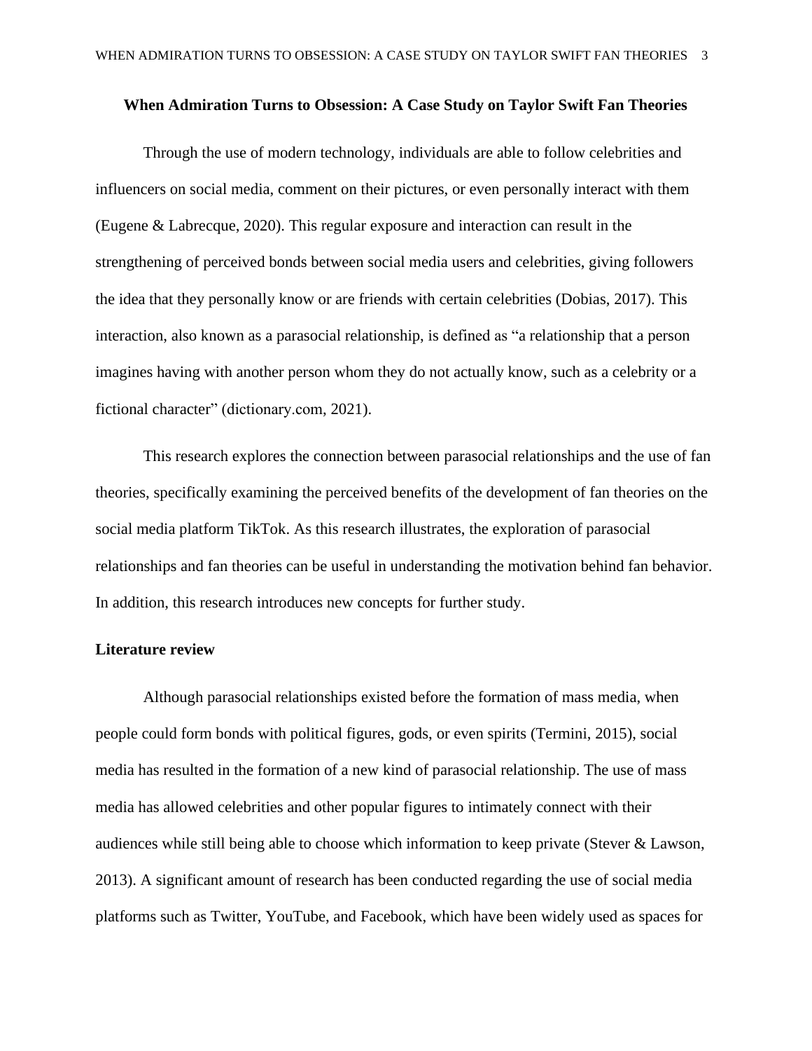**When Admiration Turns to Obsession: A Case Study on Taylor Swift Fan Theories**

Through the use of modern technology, individuals are able to follow celebrities and influencers on social media, comment on their pictures, or even personally interact with them (Eugene & Labrecque, 2020). This regular exposure and interaction can result in the strengthening of perceived bonds between social media users and celebrities, giving followers the idea that they personally know or are friends with certain celebrities (Dobias, 2017). This interaction, also known as a parasocial relationship, is defined as "a relationship that a person imagines having with another person whom they do not actually know, such as a celebrity or a fictional character" (dictionary.com, 2021).

This research explores the connection between parasocial relationships and the use of fan theories, specifically examining the perceived benefits of the development of fan theories on the social media platform TikTok. As this research illustrates, the exploration of parasocial relationships and fan theories can be useful in understanding the motivation behind fan behavior. In addition, this research introduces new concepts for further study.

**Literature review**

Although parasocial relationships existed before the formation of mass media, when people could form bonds with political figures, gods, or even spirits (Termini, 2015), social media has resulted in the formation of a new kind of parasocial relationship. The use of mass media has allowed celebrities and other popular figures to intimately connect with their audiences while still being able to choose which information to keep private (Stever & Lawson, 2013). A significant amount of research has been conducted regarding the use of social media platforms such as Twitter, YouTube, and Facebook, which have been widely used as spaces for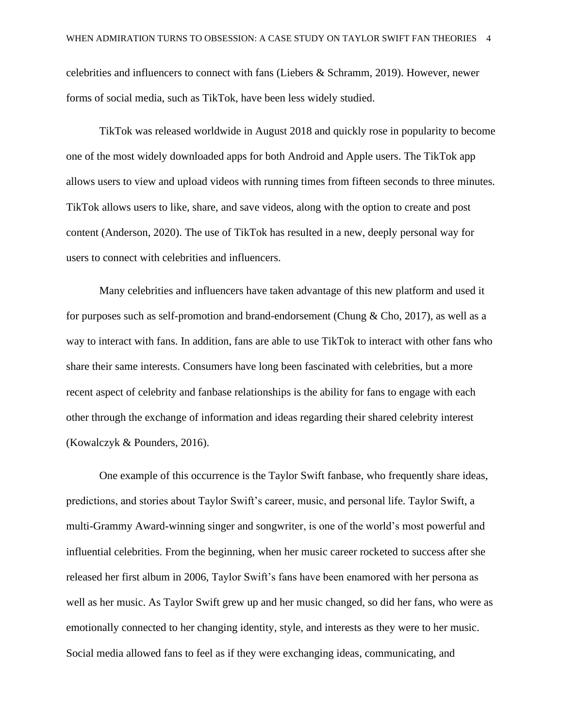celebrities and influencers to connect with fans (Liebers & Schramm, 2019). However, newer forms of social media, such as TikTok, have been less widely studied.

TikTok was released worldwide in August 2018 and quickly rose in popularity to become one of the most widely downloaded apps for both Android and Apple users. The TikTok app allows users to view and upload videos with running times from fifteen seconds to three minutes. TikTok allows users to like, share, and save videos, along with the option to create and post content (Anderson, 2020). The use of TikTok has resulted in a new, deeply personal way for users to connect with celebrities and influencers.

Many celebrities and influencers have taken advantage of this new platform and used it for purposes such as self-promotion and brand-endorsement (Chung & Cho, 2017), as well as a way to interact with fans. In addition, fans are able to use TikTok to interact with other fans who share their same interests. Consumers have long been fascinated with celebrities, but a more recent aspect of celebrity and fanbase relationships is the ability for fans to engage with each other through the exchange of information and ideas regarding their shared celebrity interest (Kowalczyk & Pounders, 2016).

One example of this occurrence is the Taylor Swift fanbase, who frequently share ideas, predictions, and stories about Taylor Swift's career, music, and personal life. Taylor Swift, a multi-Grammy Award-winning singer and songwriter, is one of the world's most powerful and influential celebrities. From the beginning, when her music career rocketed to success after she released her first album in 2006, Taylor Swift's fans have been enamored with her persona as well as her music. As Taylor Swift grew up and her music changed, so did her fans, who were as emotionally connected to her changing identity, style, and interests as they were to her music. Social media allowed fans to feel as if they were exchanging ideas, communicating, and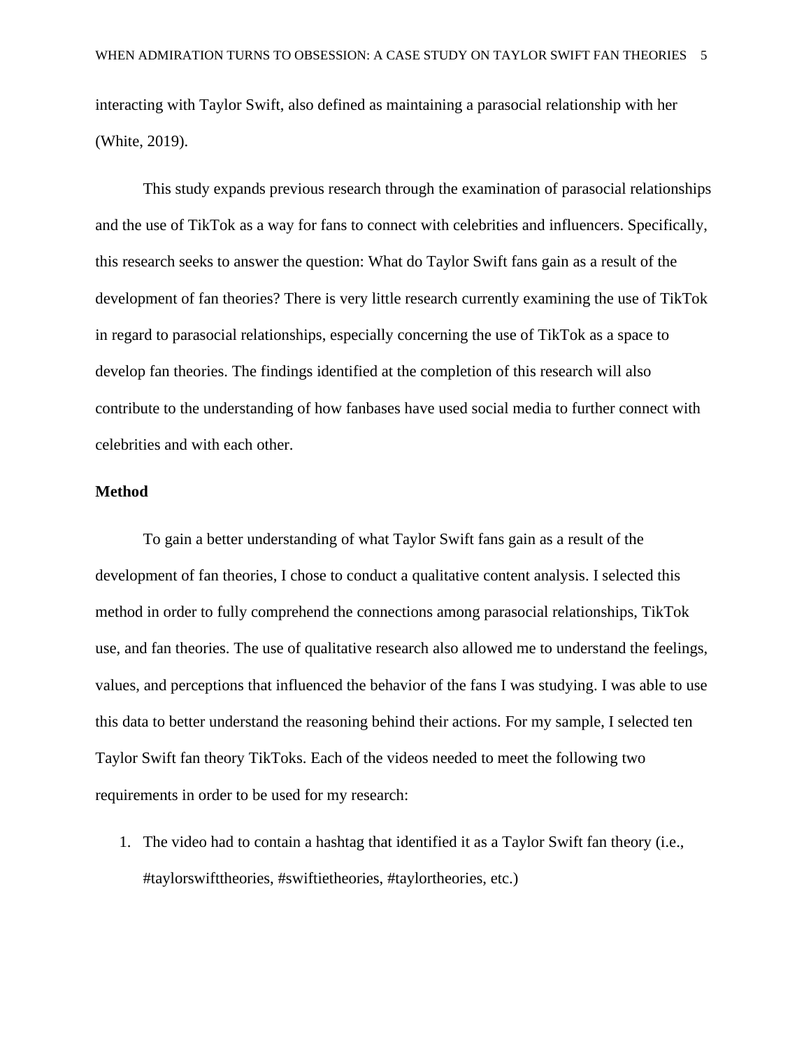interacting with Taylor Swift, also defined as maintaining a parasocial relationship with her (White, 2019).

This study expands previous research through the examination of parasocial relationships and the use of TikTok as a way for fans to connect with celebrities and influencers. Specifically, this research seeks to answer the question: What do Taylor Swift fans gain as a result of the development of fan theories? There is very little research currently examining the use of TikTok in regard to parasocial relationships, especially concerning the use of TikTok as a space to develop fan theories. The findings identified at the completion of this research will also contribute to the understanding of how fanbases have used social media to further connect with celebrities and with each other.

**Method**

To gain a better understanding of what Taylor Swift fans gain as a result of the development of fan theories, I chose to conduct a qualitative content analysis. I selected this method in order to fully comprehend the connections among parasocial relationships, TikTok use, and fan theories. The use of qualitative research also allowed me to understand the feelings, values, and perceptions that influenced the behavior of the fans I was studying. I was able to use this data to better understand the reasoning behind their actions. For my sample, I selected ten Taylor Swift fan theory TikToks. Each of the videos needed to meet the following two requirements in order to be used for my research:

1. The video had to contain a hashtag that identified it as a Taylor Swift fan theory (i.e., #taylorswifttheories, #swiftietheories, #taylortheories, etc.)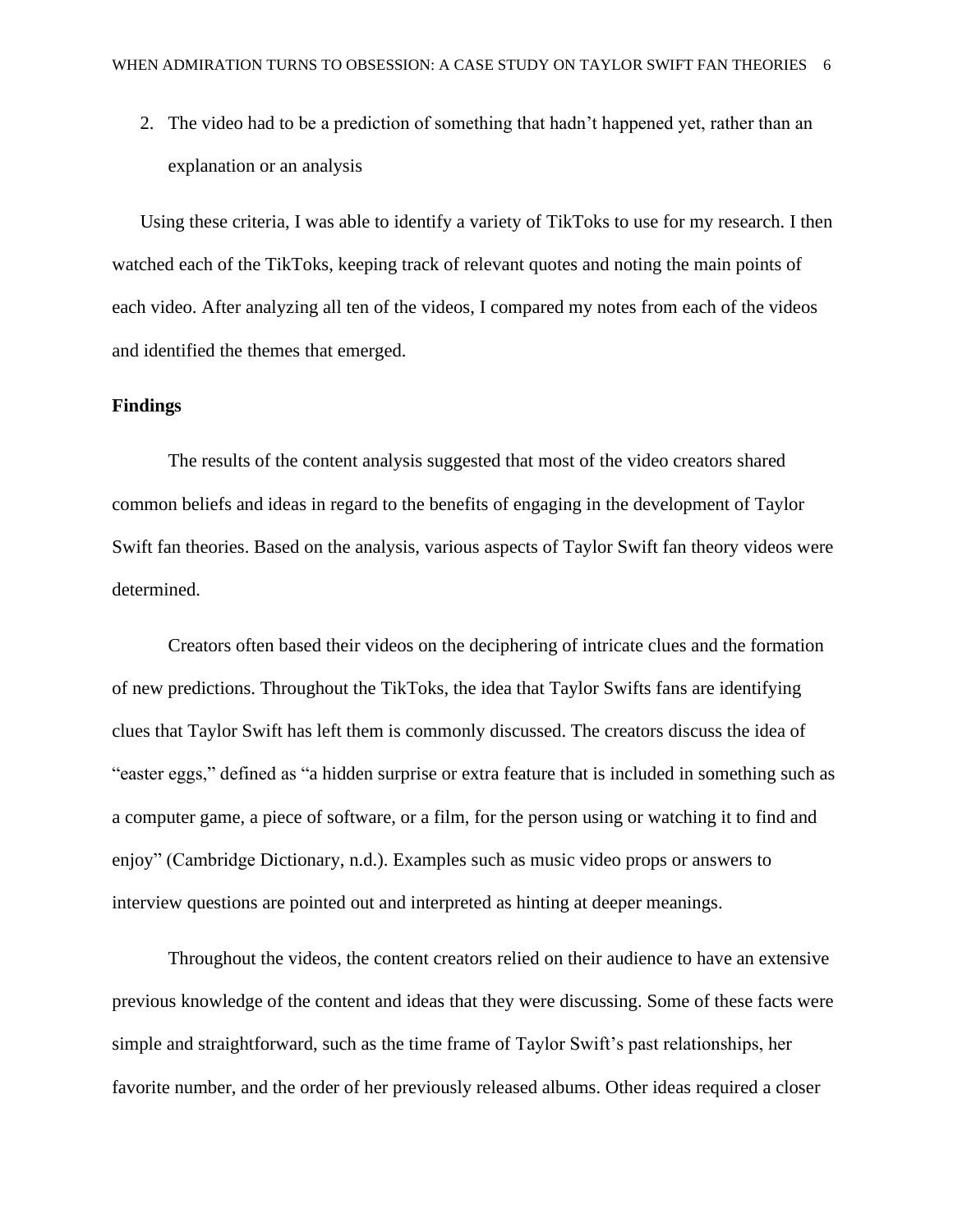2. The video had to be a prediction of something that hadn't happened yet, rather than an explanation or an analysis

Using these criteria, I was able to identify a variety of TikToks to use for my research. I then watched each of the TikToks, keeping track of relevant quotes and noting the main points of each video. After analyzing all ten of the videos, I compared my notes from each of the videos and identified the themes that emerged.

**Findings**

The results of the content analysis suggested that most of the video creators shared common beliefs and ideas in regard to the benefits of engaging in the development of Taylor Swift fan theories. Based on the analysis, various aspects of Taylor Swift fan theory videos were determined.

Creators often based their videos on the deciphering of intricate clues and the formation of new predictions. Throughout the TikToks, the idea that Taylor Swifts fans are identifying clues that Taylor Swift has left them is commonly discussed. The creators discuss the idea of "easter eggs," defined as "a hidden surprise or extra feature that is included in something such as a computer game, a piece of software, or a film, for the person using or watching it to find and enjoy" (Cambridge Dictionary, n.d.). Examples such as music video props or answers to interview questions are pointed out and interpreted as hinting at deeper meanings.

Throughout the videos, the content creators relied on their audience to have an extensive previous knowledge of the content and ideas that they were discussing. Some of these facts were simple and straightforward, such as the time frame of Taylor Swift's past relationships, her favorite number, and the order of her previously released albums. Other ideas required a closer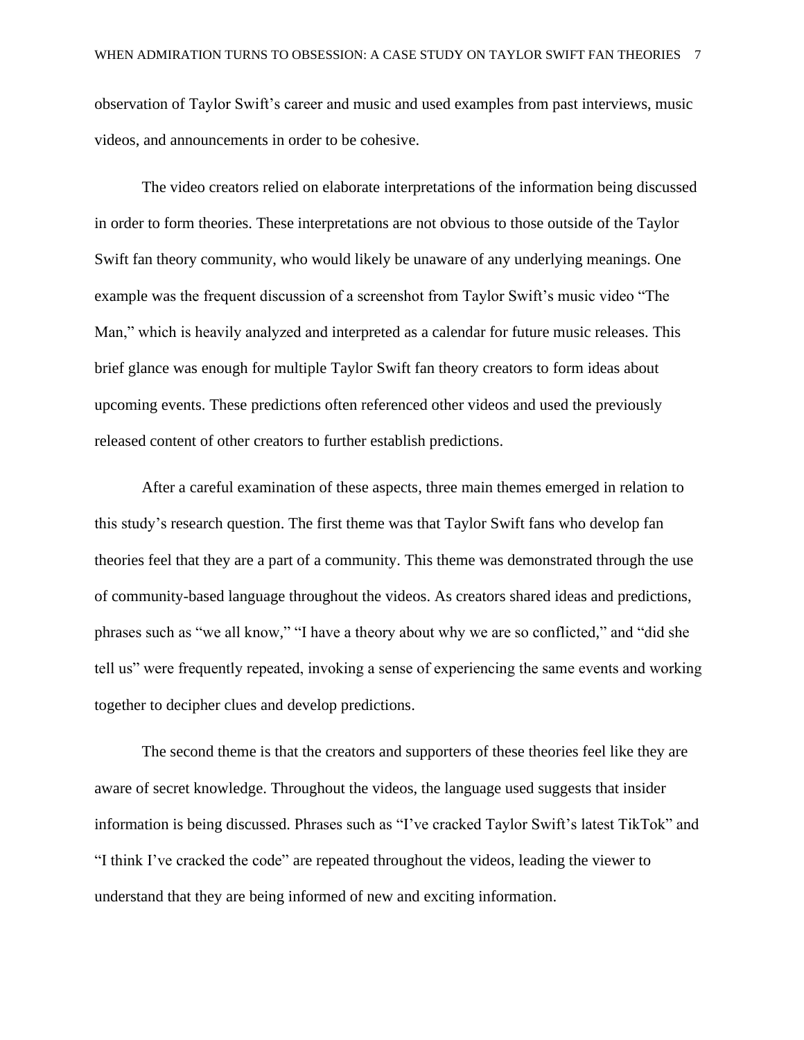observation of Taylor Swift's career and music and used examples from past interviews, music videos, and announcements in order to be cohesive.

The video creators relied on elaborate interpretations of the information being discussed in order to form theories. These interpretations are not obvious to those outside of the Taylor Swift fan theory community, who would likely be unaware of any underlying meanings. One example was the frequent discussion of a screenshot from Taylor Swift's music video "The Man," which is heavily analyzed and interpreted as a calendar for future music releases. This brief glance was enough for multiple Taylor Swift fan theory creators to form ideas about upcoming events. These predictions often referenced other videos and used the previously released content of other creators to further establish predictions.

After a careful examination of these aspects, three main themes emerged in relation to this study's research question. The first theme was that Taylor Swift fans who develop fan theories feel that they are a part of a community. This theme was demonstrated through the use of community-based language throughout the videos. As creators shared ideas and predictions, phrases such as "we all know," "I have a theory about why we are so conflicted," and "did she tell us" were frequently repeated, invoking a sense of experiencing the same events and working together to decipher clues and develop predictions.

The second theme is that the creators and supporters of these theories feel like they are aware of secret knowledge. Throughout the videos, the language used suggests that insider information is being discussed. Phrases such as "I've cracked Taylor Swift's latest TikTok" and "I think I've cracked the code" are repeated throughout the videos, leading the viewer to understand that they are being informed of new and exciting information.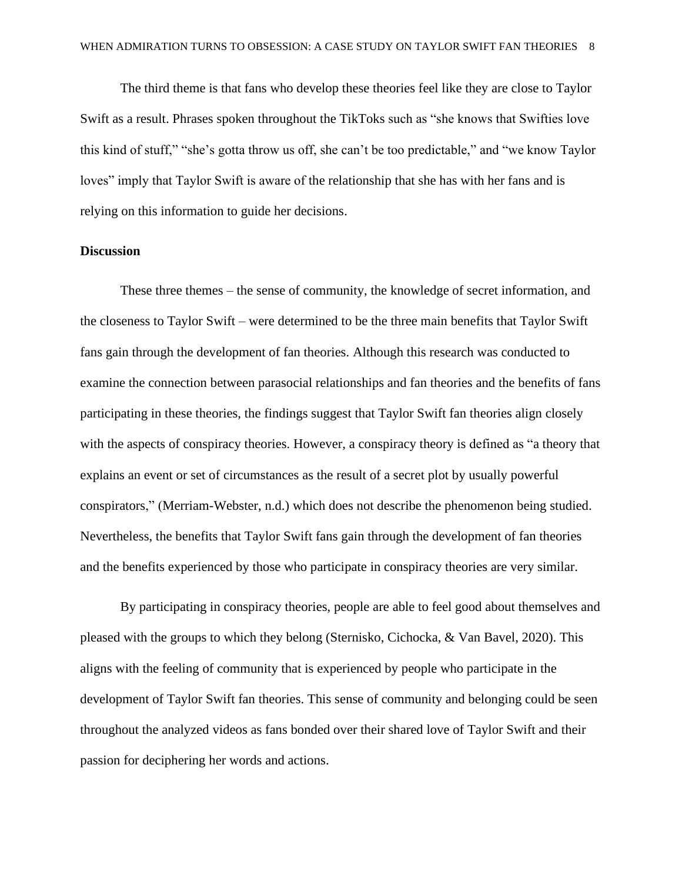The third theme is that fans who develop these theories feel like they are close to Taylor Swift as a result. Phrases spoken throughout the TikToks such as "she knows that Swifties love this kind of stuff," "she's gotta throw us off, she can't be too predictable," and "we know Taylor loves" imply that Taylor Swift is aware of the relationship that she has with her fans and is relying on this information to guide her decisions.

## Discussion

These three themes – the sense of community, the knowledge of secret information, and the closeness to Taylor Swift – were determined to be the three main benefits that Taylor Swift fans gain through the development of fan theories. Although this research was conducted to examine the connection between parasocial relationships and fan theories and the benefits of fans participating in these theories, the findings suggest that Taylor Swift fan theories align closely with the aspects of conspiracy theories. However, a conspiracy theory is defined as "a theory that explains an event or set of circumstances as the result of a secret plot by usually powerful conspirators," (Merriam-Webster, n.d.) which does not describe the phenomenon being studied. Nevertheless, the benefits that Taylor Swift fans gain through the development of fan theories and the benefits experienced by those who participate in conspiracy theories are very similar.

By participating in conspiracy theories, people are able to feel good about themselves and pleased with the groups to which they belong (Sternisko, Cichocka, & Van Bavel, 2020). This aligns with the feeling of community that is experienced by people who participate in the development of Taylor Swift fan theories. This sense of community and belonging could be seen throughout the analyzed videos as fans bonded over their shared love of Taylor Swift and their passion for deciphering her words and actions.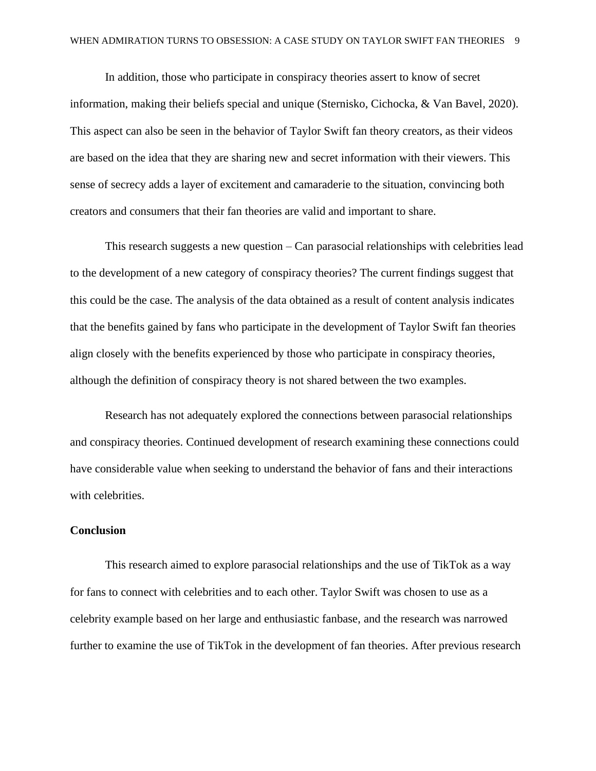In addition, those who participate in conspiracy theories assert to know of secret information, making their beliefs special and unique (Sternisko, Cichocka, & Van Bavel, 2020). This aspect can also be seen in the behavior of Taylor Swift fan theory creators, as their videos are based on the idea that they are sharing new and secret information with their viewers. This sense of secrecy adds a layer of excitement and camaraderie to the situation, convincing both creators and consumers that their fan theories are valid and important to share.

This research suggests a new question – Can parasocial relationships with celebrities lead to the development of a new category of conspiracy theories? The current findings suggest that this could be the case. The analysis of the data obtained as a result of content analysis indicates that the benefits gained by fans who participate in the development of Taylor Swift fan theories align closely with the benefits experienced by those who participate in conspiracy theories, although the definition of conspiracy theory is not shared between the two examples.

Research has not adequately explored the connections between parasocial relationships and conspiracy theories. Continued development of research examining these connections could have considerable value when seeking to understand the behavior of fans and their interactions with celebrities.

**Conclusion**

This research aimed to explore parasocial relationships and the use of TikTok as a way for fans to connect with celebrities and to each other. Taylor Swift was chosen to use as a celebrity example based on her large and enthusiastic fanbase, and the research was narrowed further to examine the use of TikTok in the development of fan theories. After previous research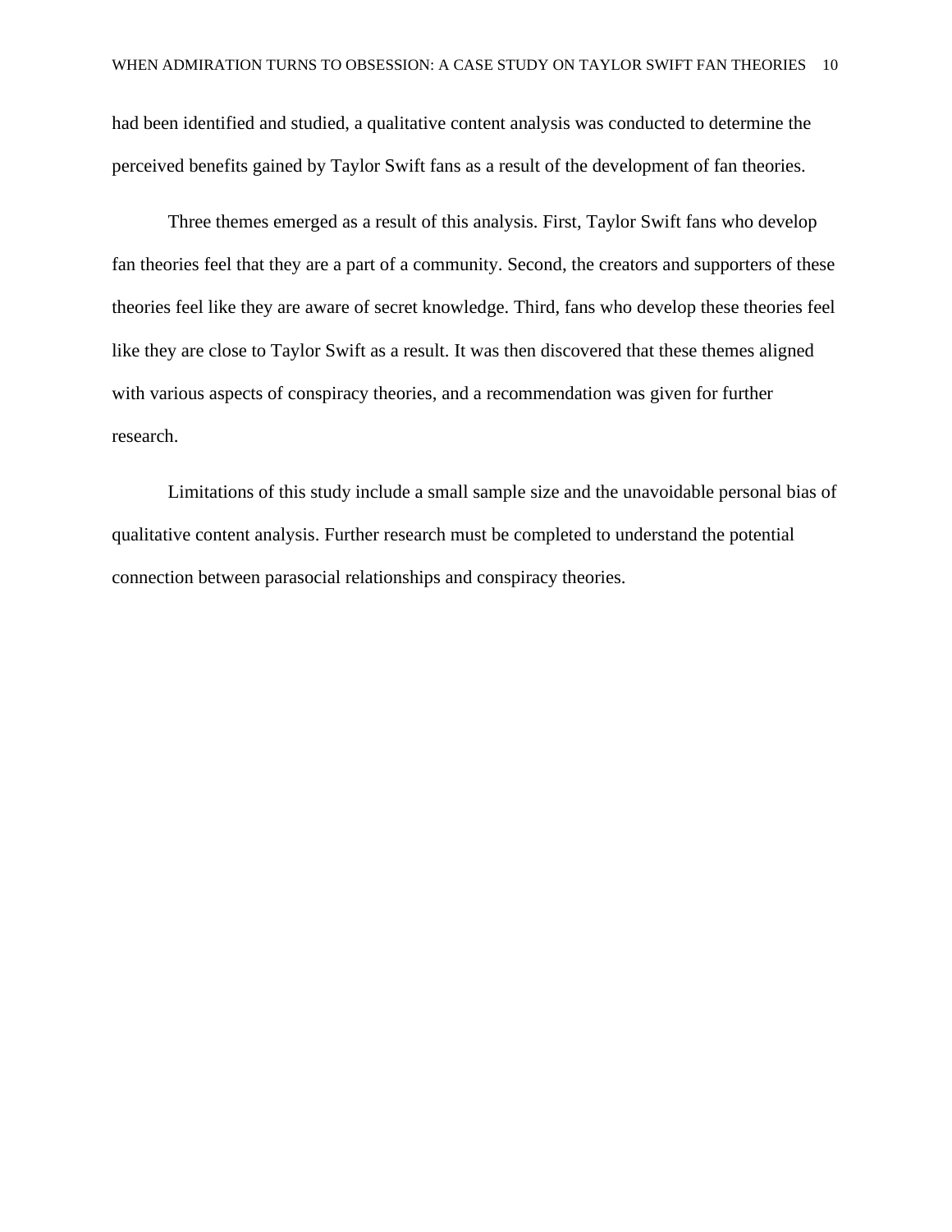had been identified and studied, a qualitative content analysis was conducted to determine the perceived benefits gained by Taylor Swift fans as a result of the development of fan theories.

Three themes emerged as a result of this analysis. First, Taylor Swift fans who develop fan theories feel that they are a part of a community. Second, the creators and supporters of these theories feel like they are aware of secret knowledge. Third, fans who develop these theories feel like they are close to Taylor Swift as a result. It was then discovered that these themes aligned with various aspects of conspiracy theories, and a recommendation was given for further research.

Limitations of this study include a small sample size and the unavoidable personal bias of qualitative content analysis. Further research must be completed to understand the potential connection between parasocial relationships and conspiracy theories.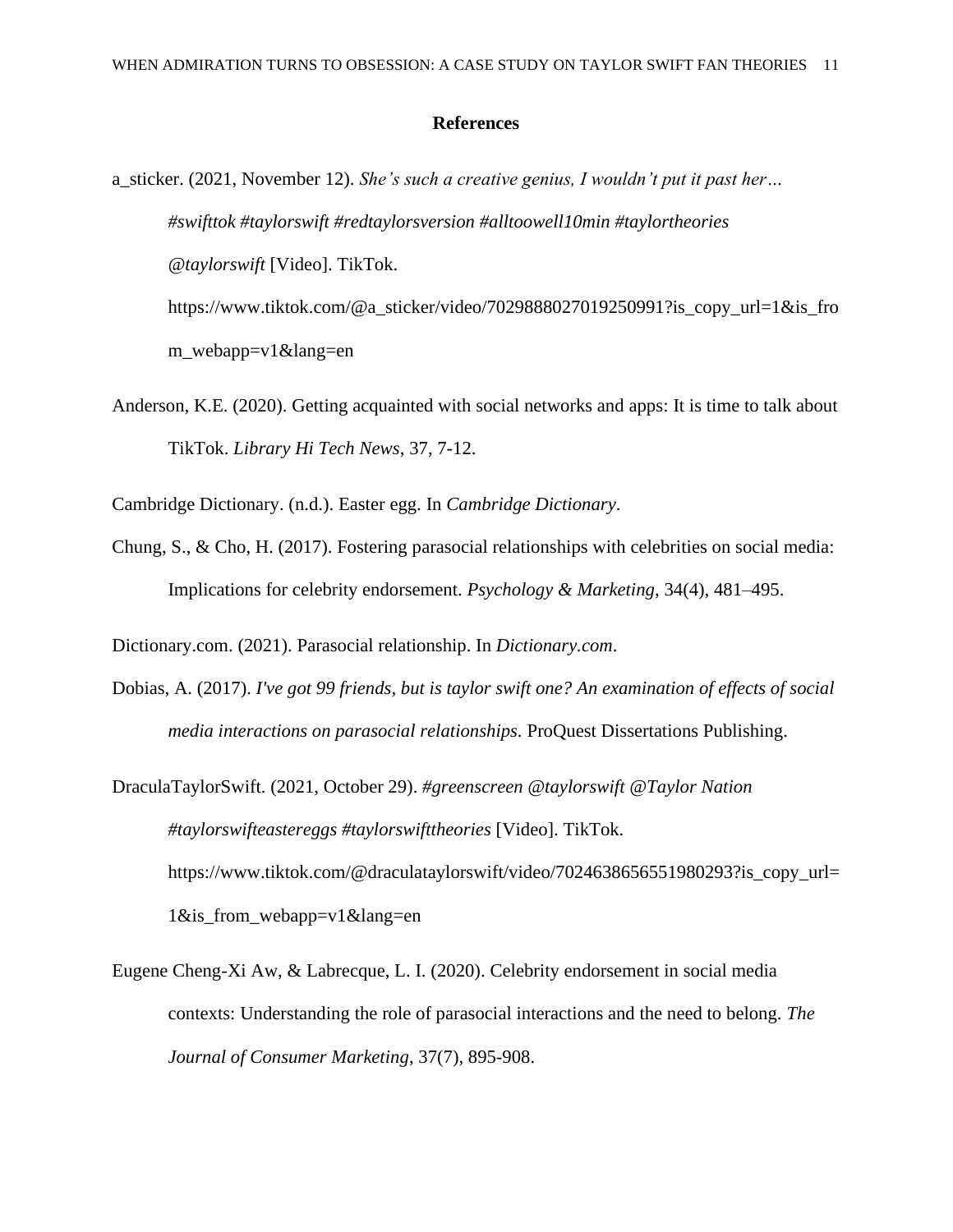**References**

a_sticker. (2021, November 12). *She's such a creative genius, I wouldn't put it past her… #swifttok #taylorswift #redtaylorsversion #alltoowell10min #taylortheories @taylorswift* [Video]. TikTok. https://www.tiktok.com/@a_sticker/video/7029888027019250991?is_copy_url=1&is_from_webapp=v1&lang=en

Anderson, K.E. (2020). Getting acquainted with social networks and apps: It is time to talk about TikTok. *Library Hi Tech News*, 37, 7-12.

Cambridge Dictionary. (n.d.). Easter egg. In *Cambridge Dictionary*.

Chung, S., & Cho, H. (2017). Fostering parasocial relationships with celebrities on social media: Implications for celebrity endorsement. *Psychology & Marketing*, 34(4), 481–495.

Dictionary.com. (2021). Parasocial relationship. In *Dictionary.com*.

Dobias, A. (2017). *I've got 99 friends, but is taylor swift one? An examination of effects of social media interactions on parasocial relationships*. ProQuest Dissertations Publishing.

DraculaTaylorSwift. (2021, October 29). *#greenscreen @taylorswift @Taylor Nation #taylorswifteastereggs #taylorswifttheories* [Video]. TikTok. https://www.tiktok.com/@draculataylorswift/video/7024638656551980293?is_copy_url=1&is_from_webapp=v1&lang=en

Eugene Cheng-Xi Aw, & Labrecque, L. I. (2020). Celebrity endorsement in social media contexts: Understanding the role of parasocial interactions and the need to belong. *The Journal of Consumer Marketing*, 37(7), 895-908.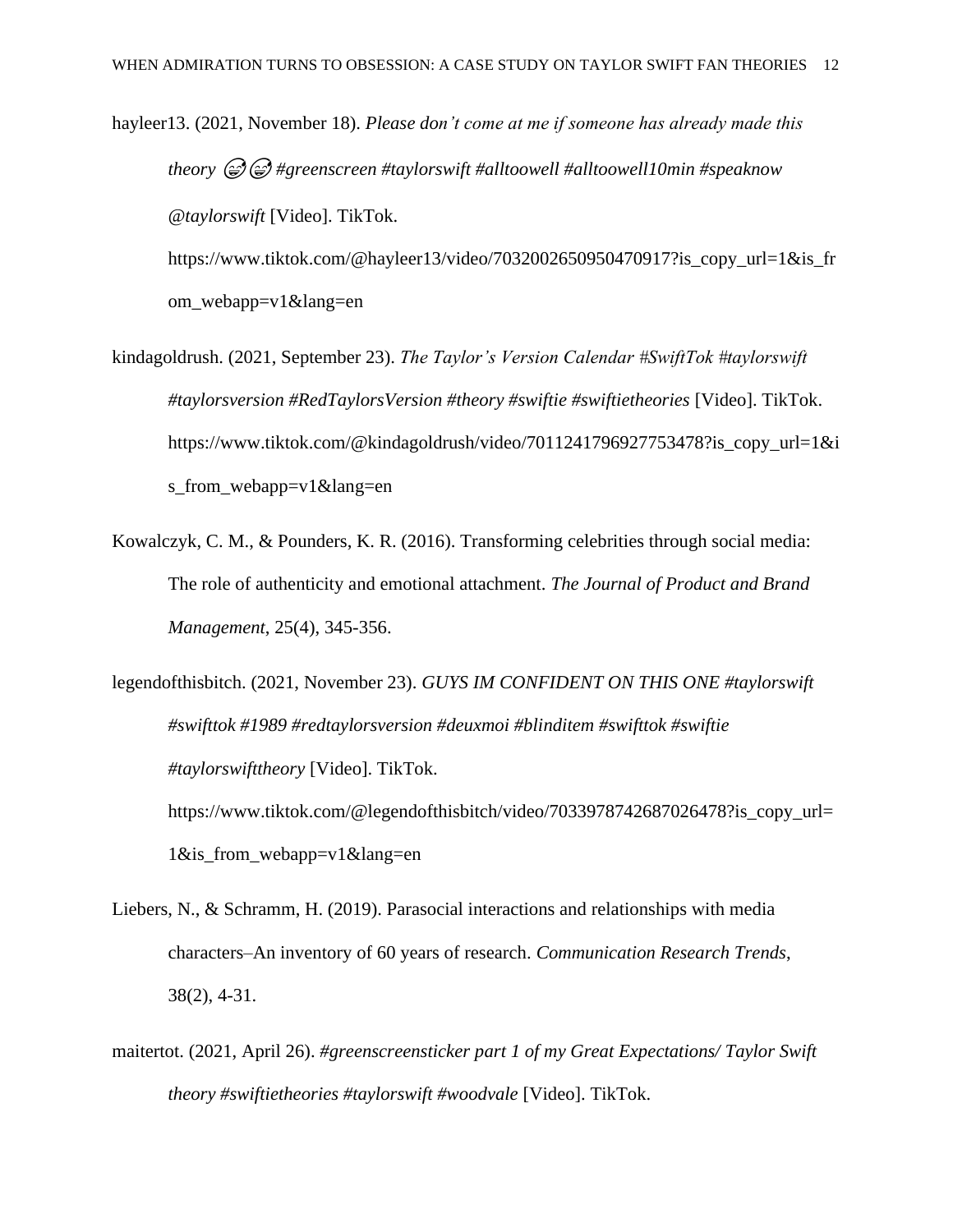hayleer13. (2021, November 18). *Please don't come at me if someone has already made this theory 😅😅 #greenscreen #taylorswift #alltoowell #alltoowell10min #speaknow @taylorswift* [Video]. TikTok. https://www.tiktok.com/@hayleer13/video/7032002650950470917?is_copy_url=1&is_from_webapp=v1&lang=en

kindagoldrush. (2021, September 23). *The Taylor's Version Calendar #SwiftTok #taylorswift #taylorsversion #RedTaylorsVersion #theory #swiftie #swiftietheories* [Video]. TikTok. https://www.tiktok.com/@kindagoldrush/video/7011241796927753478?is_copy_url=1&is_from_webapp=v1&lang=en

Kowalczyk, C. M., & Pounders, K. R. (2016). Transforming celebrities through social media: The role of authenticity and emotional attachment. *The Journal of Product and Brand Management*, 25(4), 345-356.

legendofthisbitch. (2021, November 23). *GUYS IM CONFIDENT ON THIS ONE #taylorswift #swifttok #1989 #redtaylorsversion #deuxmoi #blinditem #swifttok #swiftie #taylorswifttheory* [Video]. TikTok. https://www.tiktok.com/@legendofthisbitch/video/7033978742687026478?is_copy_url=1&is_from_webapp=v1&lang=en

Liebers, N., & Schramm, H. (2019). Parasocial interactions and relationships with media characters–An inventory of 60 years of research. *Communication Research Trends*, 38(2), 4-31.

maitertot. (2021, April 26). *#greenscreensticker part 1 of my Great Expectations/ Taylor Swift theory #swiftietheories #taylorswift #woodvale* [Video]. TikTok.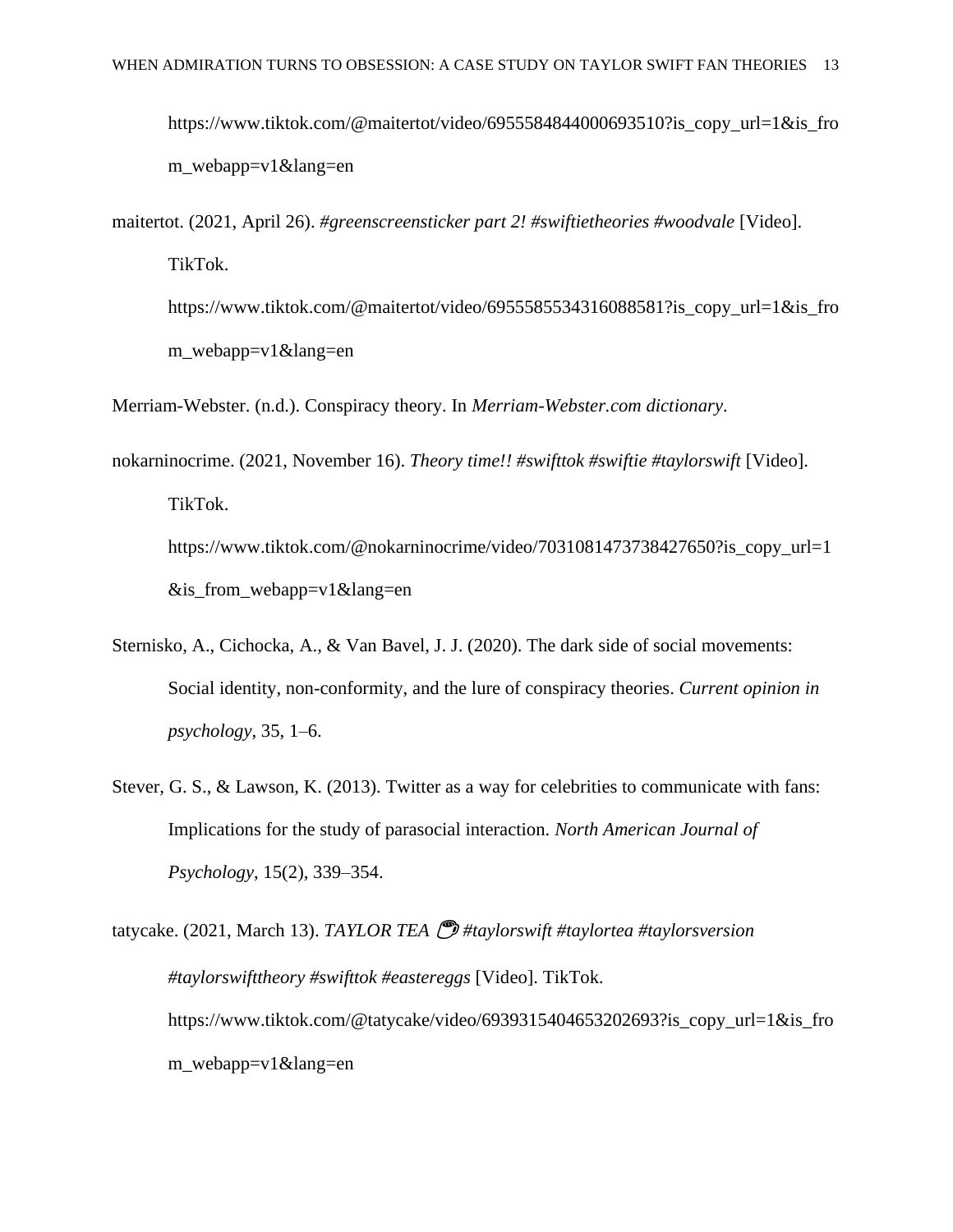https://www.tiktok.com/@maitertot/video/6955584844000693510?is_copy_url=1&is_from_webapp=v1&lang=en

maitertot. (2021, April 26). *#greenscreensticker part 2! #swiftietheories #woodvale* [Video]. TikTok. https://www.tiktok.com/@maitertot/video/6955585534316088581?is_copy_url=1&is_from_webapp=v1&lang=en

Merriam-Webster. (n.d.). Conspiracy theory. In *Merriam-Webster.com dictionary*.

nokarninocrime. (2021, November 16). *Theory time!! #swifttok #swiftie #taylorswift* [Video]. TikTok. https://www.tiktok.com/@nokarninocrime/video/7031081473738427650?is_copy_url=1&is_from_webapp=v1&lang=en

Sternisko, A., Cichocka, A., & Van Bavel, J. J. (2020). The dark side of social movements: Social identity, non-conformity, and the lure of conspiracy theories. *Current opinion in psychology*, 35, 1–6.

Stever, G. S., & Lawson, K. (2013). Twitter as a way for celebrities to communicate with fans: Implications for the study of parasocial interaction. *North American Journal of Psychology*, 15(2), 339–354.

tatycake. (2021, March 13). *TAYLOR TEA 🍵 #taylorswift #taylortea #taylorsversion #taylorswifttheory #swifttok #eastereggs* [Video]. TikTok. https://www.tiktok.com/@tatycake/video/6939315404653202693?is_copy_url=1&is_from_webapp=v1&lang=en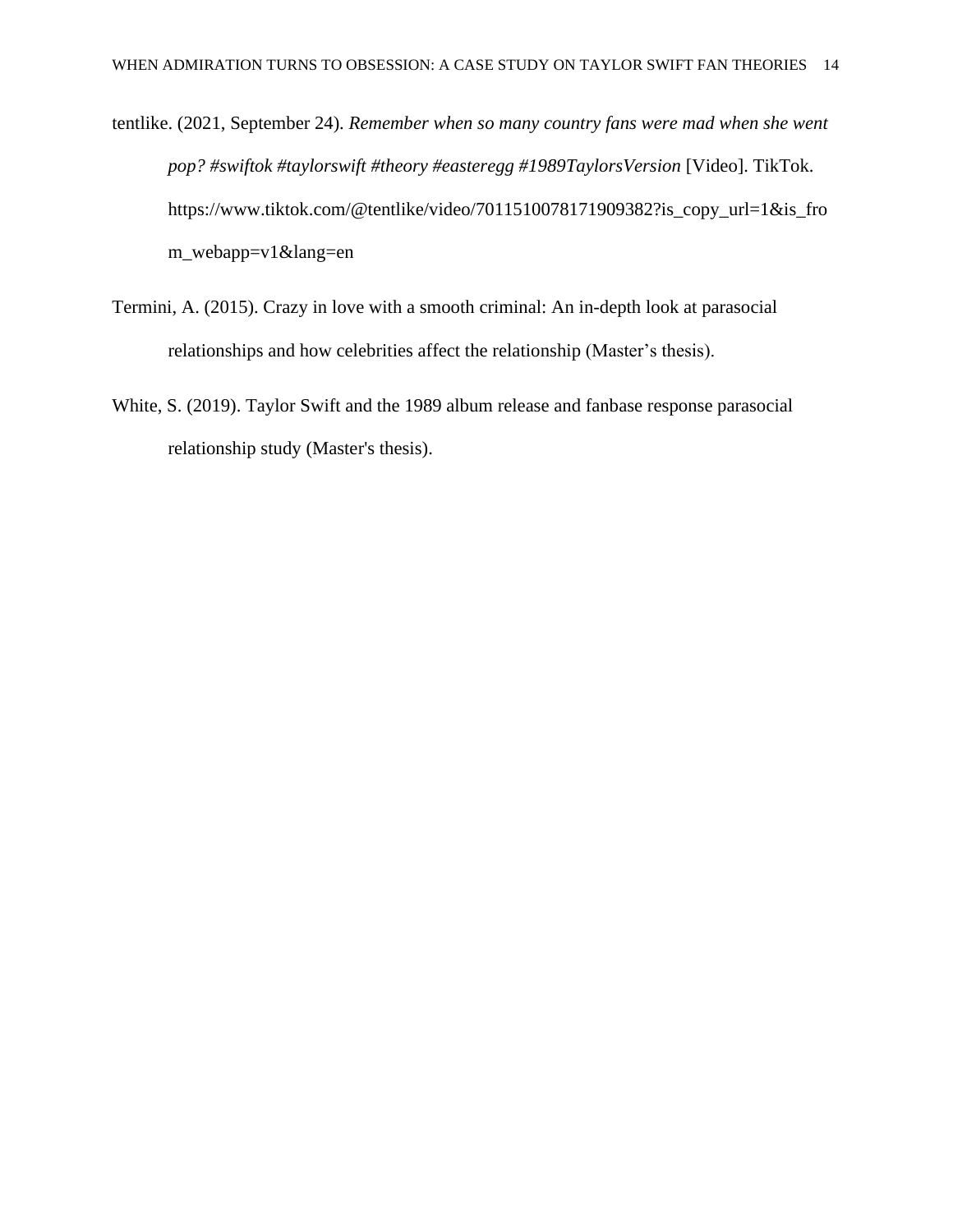tentlike. (2021, September 24). *Remember when so many country fans were mad when she went pop? #swiftok #taylorswift #theory #easteregg #1989TaylorsVersion* [Video]. TikTok. https://www.tiktok.com/@tentlike/video/7011510078171909382?is_copy_url=1&is_from_webapp=v1&lang=en

Termini, A. (2015). Crazy in love with a smooth criminal: An in-depth look at parasocial relationships and how celebrities affect the relationship (Master's thesis).

White, S. (2019). Taylor Swift and the 1989 album release and fanbase response parasocial relationship study (Master's thesis).